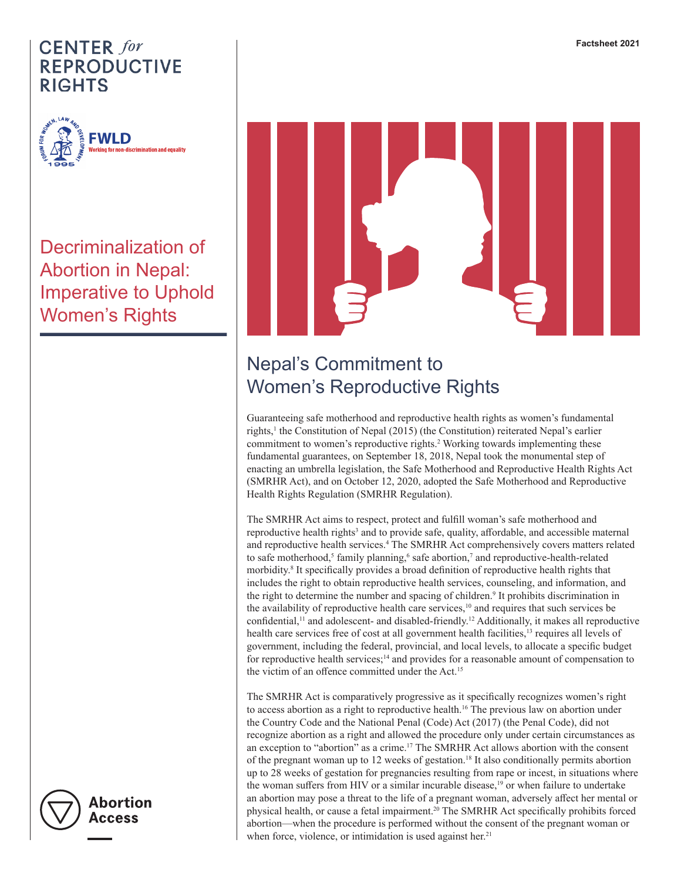CENTER *for* REPRODUCTIVE RIGHTS

FWLD
Working for non-discrimination and equality

Factsheet 2021

# Decriminalization of Abortion in Nepal: Imperative to Uphold Women's Rights

## Nepal's Commitment to Women's Reproductive Rights

Guaranteeing safe motherhood and reproductive health rights as women's fundamental rights,[1] the Constitution of Nepal (2015) (the Constitution) reiterated Nepal's earlier commitment to women's reproductive rights.[2] Working towards implementing these fundamental guarantees, on September 18, 2018, Nepal took the monumental step of enacting an umbrella legislation, the Safe Motherhood and Reproductive Health Rights Act (SMRHR Act), and on October 12, 2020, adopted the Safe Motherhood and Reproductive Health Rights Regulation (SMRHR Regulation).

The SMRHR Act aims to respect, protect and fulfill woman's safe motherhood and reproductive health rights[3] and to provide safe, quality, affordable, and accessible maternal and reproductive health services.[4] The SMRHR Act comprehensively covers matters related to safe motherhood,[5] family planning,[6] safe abortion,[7] and reproductive-health-related morbidity.[8] It specifically provides a broad definition of reproductive health rights that includes the right to obtain reproductive health services, counseling, and information, and the right to determine the number and spacing of children.[9] It prohibits discrimination in the availability of reproductive health care services,[10] and requires that such services be confidential,[11] and adolescent- and disabled-friendly.[12] Additionally, it makes all reproductive health care services free of cost at all government health facilities,[13] requires all levels of government, including the federal, provincial, and local levels, to allocate a specific budget for reproductive health services;[14] and provides for a reasonable amount of compensation to the victim of an offence committed under the Act.[15]

The SMRHR Act is comparatively progressive as it specifically recognizes women's right to access abortion as a right to reproductive health.[16] The previous law on abortion under the Country Code and the National Penal (Code) Act (2017) (the Penal Code), did not recognize abortion as a right and allowed the procedure only under certain circumstances as an exception to "abortion" as a crime.[17] The SMRHR Act allows abortion with the consent of the pregnant woman up to 12 weeks of gestation.[18] It also conditionally permits abortion up to 28 weeks of gestation for pregnancies resulting from rape or incest, in situations where the woman suffers from HIV or a similar incurable disease,[19] or when failure to undertake an abortion may pose a threat to the life of a pregnant woman, adversely affect her mental or physical health, or cause a fetal impairment.[20] The SMRHR Act specifically prohibits forced abortion—when the procedure is performed without the consent of the pregnant woman or when force, violence, or intimidation is used against her.[21]

Abortion Access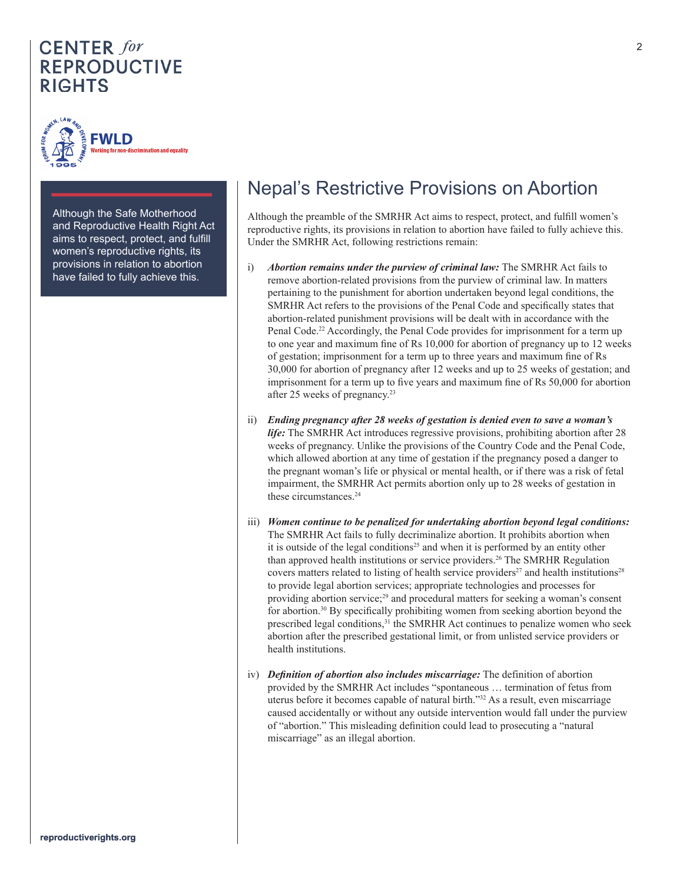Although the Safe Motherhood and Reproductive Health Right Act aims to respect, protect, and fulfill women's reproductive rights, its provisions in relation to abortion have failed to fully achieve this.

# Nepal's Restrictive Provisions on Abortion

Although the preamble of the SMRHR Act aims to respect, protect, and fulfill women's reproductive rights, its provisions in relation to abortion have failed to fully achieve this. Under the SMRHR Act, following restrictions remain:

i) ***Abortion remains under the purview of criminal law:*** The SMRHR Act fails to remove abortion-related provisions from the purview of criminal law. In matters pertaining to the punishment for abortion undertaken beyond legal conditions, the SMRHR Act refers to the provisions of the Penal Code and specifically states that abortion-related punishment provisions will be dealt with in accordance with the Penal Code.[22] Accordingly, the Penal Code provides for imprisonment for a term up to one year and maximum fine of Rs 10,000 for abortion of pregnancy up to 12 weeks of gestation; imprisonment for a term up to three years and maximum fine of Rs 30,000 for abortion of pregnancy after 12 weeks and up to 25 weeks of gestation; and imprisonment for a term up to five years and maximum fine of Rs 50,000 for abortion after 25 weeks of pregnancy.[23]

ii) ***Ending pregnancy after 28 weeks of gestation is denied even to save a woman's life:*** The SMRHR Act introduces regressive provisions, prohibiting abortion after 28 weeks of pregnancy. Unlike the provisions of the Country Code and the Penal Code, which allowed abortion at any time of gestation if the pregnancy posed a danger to the pregnant woman's life or physical or mental health, or if there was a risk of fetal impairment, the SMRHR Act permits abortion only up to 28 weeks of gestation in these circumstances.[24]

iii) ***Women continue to be penalized for undertaking abortion beyond legal conditions:*** The SMRHR Act fails to fully decriminalize abortion. It prohibits abortion when it is outside of the legal conditions[25] and when it is performed by an entity other than approved health institutions or service providers.[26] The SMRHR Regulation covers matters related to listing of health service providers[27] and health institutions[28] to provide legal abortion services; appropriate technologies and processes for providing abortion service;[29] and procedural matters for seeking a woman's consent for abortion.[30] By specifically prohibiting women from seeking abortion beyond the prescribed legal conditions,[31] the SMRHR Act continues to penalize women who seek abortion after the prescribed gestational limit, or from unlisted service providers or health institutions.

iv) ***Definition of abortion also includes miscarriage:*** The definition of abortion provided by the SMRHR Act includes "spontaneous … termination of fetus from uterus before it becomes capable of natural birth."[32] As a result, even miscarriage caused accidentally or without any outside intervention would fall under the purview of "abortion." This misleading definition could lead to prosecuting a "natural miscarriage" as an illegal abortion.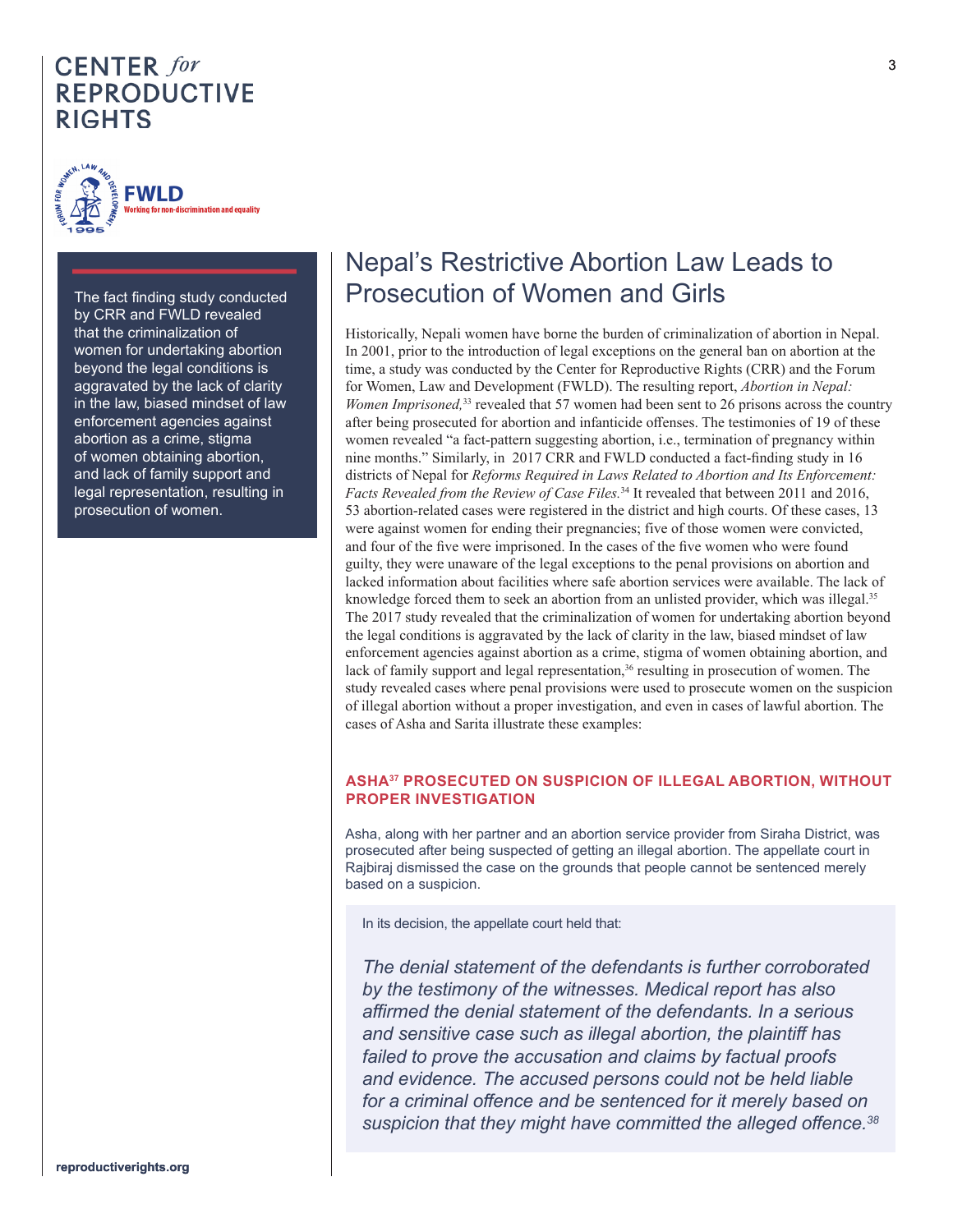The fact finding study conducted by CRR and FWLD revealed that the criminalization of women for undertaking abortion beyond the legal conditions is aggravated by the lack of clarity in the law, biased mindset of law enforcement agencies against abortion as a crime, stigma of women obtaining abortion, and lack of family support and legal representation, resulting in prosecution of women.

# Nepal's Restrictive Abortion Law Leads to Prosecution of Women and Girls

Historically, Nepali women have borne the burden of criminalization of abortion in Nepal. In 2001, prior to the introduction of legal exceptions on the general ban on abortion at the time, a study was conducted by the Center for Reproductive Rights (CRR) and the Forum for Women, Law and Development (FWLD). The resulting report, *Abortion in Nepal: Women Imprisoned,*[33] revealed that 57 women had been sent to 26 prisons across the country after being prosecuted for abortion and infanticide offenses. The testimonies of 19 of these women revealed "a fact-pattern suggesting abortion, i.e., termination of pregnancy within nine months." Similarly, in 2017 CRR and FWLD conducted a fact-finding study in 16 districts of Nepal for *Reforms Required in Laws Related to Abortion and Its Enforcement: Facts Revealed from the Review of Case Files.*[34] It revealed that between 2011 and 2016, 53 abortion-related cases were registered in the district and high courts. Of these cases, 13 were against women for ending their pregnancies; five of those women were convicted, and four of the five were imprisoned. In the cases of the five women who were found guilty, they were unaware of the legal exceptions to the penal provisions on abortion and lacked information about facilities where safe abortion services were available. The lack of knowledge forced them to seek an abortion from an unlisted provider, which was illegal.[35] The 2017 study revealed that the criminalization of women for undertaking abortion beyond the legal conditions is aggravated by the lack of clarity in the law, biased mindset of law enforcement agencies against abortion as a crime, stigma of women obtaining abortion, and lack of family support and legal representation,[36] resulting in prosecution of women. The study revealed cases where penal provisions were used to prosecute women on the suspicion of illegal abortion without a proper investigation, and even in cases of lawful abortion. The cases of Asha and Sarita illustrate these examples:

### ASHA[37] PROSECUTED ON SUSPICION OF ILLEGAL ABORTION, WITHOUT PROPER INVESTIGATION

Asha, along with her partner and an abortion service provider from Siraha District, was prosecuted after being suspected of getting an illegal abortion. The appellate court in Rajbiraj dismissed the case on the grounds that people cannot be sentenced merely based on a suspicion.

In its decision, the appellate court held that:

> *The denial statement of the defendants is further corroborated by the testimony of the witnesses. Medical report has also affirmed the denial statement of the defendants. In a serious and sensitive case such as illegal abortion, the plaintiff has failed to prove the accusation and claims by factual proofs and evidence. The accused persons could not be held liable for a criminal offence and be sentenced for it merely based on suspicion that they might have committed the alleged offence.*[38]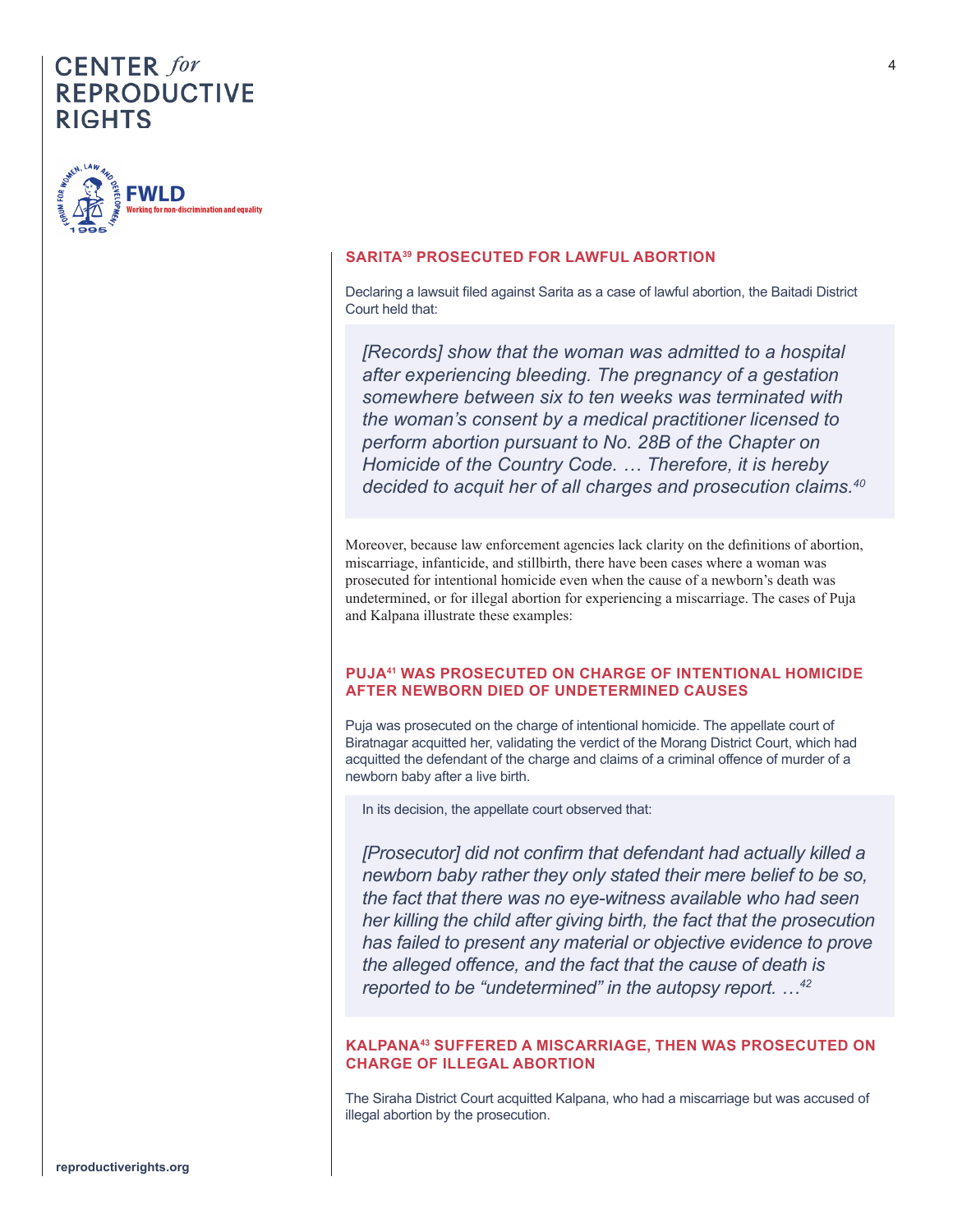### SARITA[39] PROSECUTED FOR LAWFUL ABORTION

Declaring a lawsuit filed against Sarita as a case of lawful abortion, the Baitadi District Court held that:

> *[Records] show that the woman was admitted to a hospital after experiencing bleeding. The pregnancy of a gestation somewhere between six to ten weeks was terminated with the woman's consent by a medical practitioner licensed to perform abortion pursuant to No. 28B of the Chapter on Homicide of the Country Code. … Therefore, it is hereby decided to acquit her of all charges and prosecution claims.*[40]

Moreover, because law enforcement agencies lack clarity on the definitions of abortion, miscarriage, infanticide, and stillbirth, there have been cases where a woman was prosecuted for intentional homicide even when the cause of a newborn's death was undetermined, or for illegal abortion for experiencing a miscarriage. The cases of Puja and Kalpana illustrate these examples:

### PUJA[41] WAS PROSECUTED ON CHARGE OF INTENTIONAL HOMICIDE AFTER NEWBORN DIED OF UNDETERMINED CAUSES

Puja was prosecuted on the charge of intentional homicide. The appellate court of Biratnagar acquitted her, validating the verdict of the Morang District Court, which had acquitted the defendant of the charge and claims of a criminal offence of murder of a newborn baby after a live birth.

> In its decision, the appellate court observed that:
>
> *[Prosecutor] did not confirm that defendant had actually killed a newborn baby rather they only stated their mere belief to be so, the fact that there was no eye-witness available who had seen her killing the child after giving birth, the fact that the prosecution has failed to present any material or objective evidence to prove the alleged offence, and the fact that the cause of death is reported to be "undetermined" in the autopsy report. …*[42]

### KALPANA[43] SUFFERED A MISCARRIAGE, THEN WAS PROSECUTED ON CHARGE OF ILLEGAL ABORTION

The Siraha District Court acquitted Kalpana, who had a miscarriage but was accused of illegal abortion by the prosecution.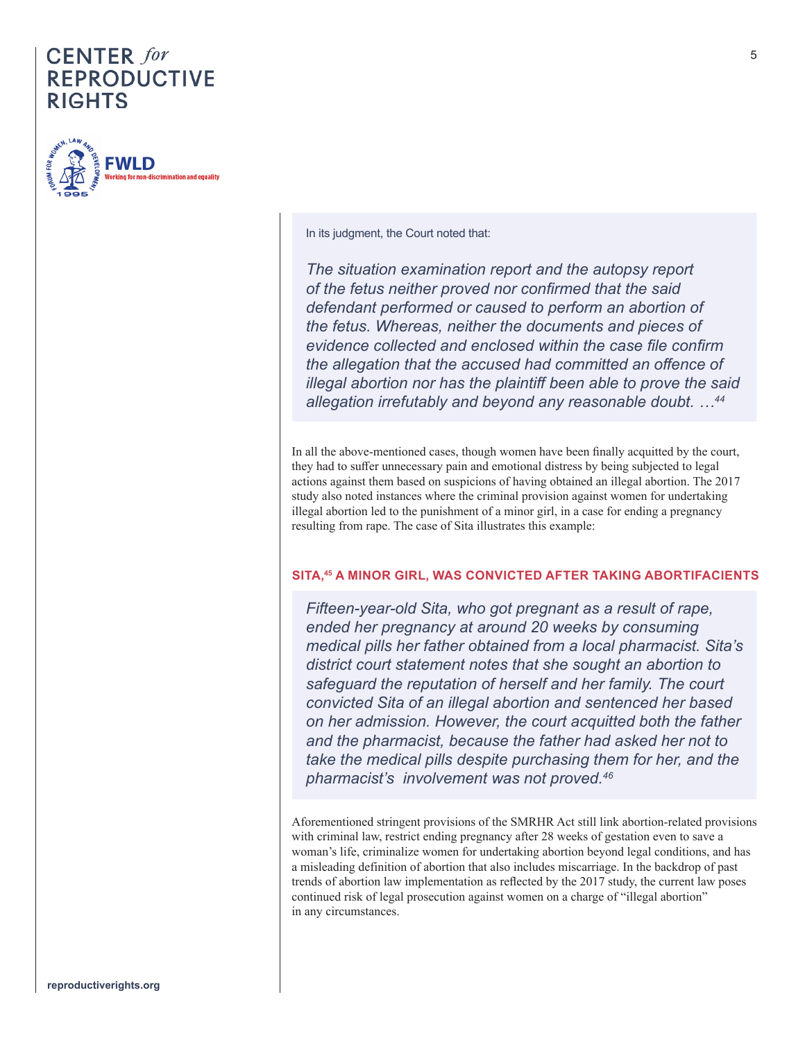In its judgment, the Court noted that:

> *The situation examination report and the autopsy report of the fetus neither proved nor confirmed that the said defendant performed or caused to perform an abortion of the fetus. Whereas, neither the documents and pieces of evidence collected and enclosed within the case file confirm the allegation that the accused had committed an offence of illegal abortion nor has the plaintiff been able to prove the said allegation irrefutably and beyond any reasonable doubt. …*[44]

In all the above-mentioned cases, though women have been finally acquitted by the court, they had to suffer unnecessary pain and emotional distress by being subjected to legal actions against them based on suspicions of having obtained an illegal abortion. The 2017 study also noted instances where the criminal provision against women for undertaking illegal abortion led to the punishment of a minor girl, in a case for ending a pregnancy resulting from rape. The case of Sita illustrates this example:

### SITA,[45] A MINOR GIRL, WAS CONVICTED AFTER TAKING ABORTIFACIENTS

> *Fifteen-year-old Sita, who got pregnant as a result of rape, ended her pregnancy at around 20 weeks by consuming medical pills her father obtained from a local pharmacist. Sita's district court statement notes that she sought an abortion to safeguard the reputation of herself and her family. The court convicted Sita of an illegal abortion and sentenced her based on her admission. However, the court acquitted both the father and the pharmacist, because the father had asked her not to take the medical pills despite purchasing them for her, and the pharmacist's involvement was not proved.*[46]

Aforementioned stringent provisions of the SMRHR Act still link abortion-related provisions with criminal law, restrict ending pregnancy after 28 weeks of gestation even to save a woman's life, criminalize women for undertaking abortion beyond legal conditions, and has a misleading definition of abortion that also includes miscarriage. In the backdrop of past trends of abortion law implementation as reflected by the 2017 study, the current law poses continued risk of legal prosecution against women on a charge of "illegal abortion" in any circumstances.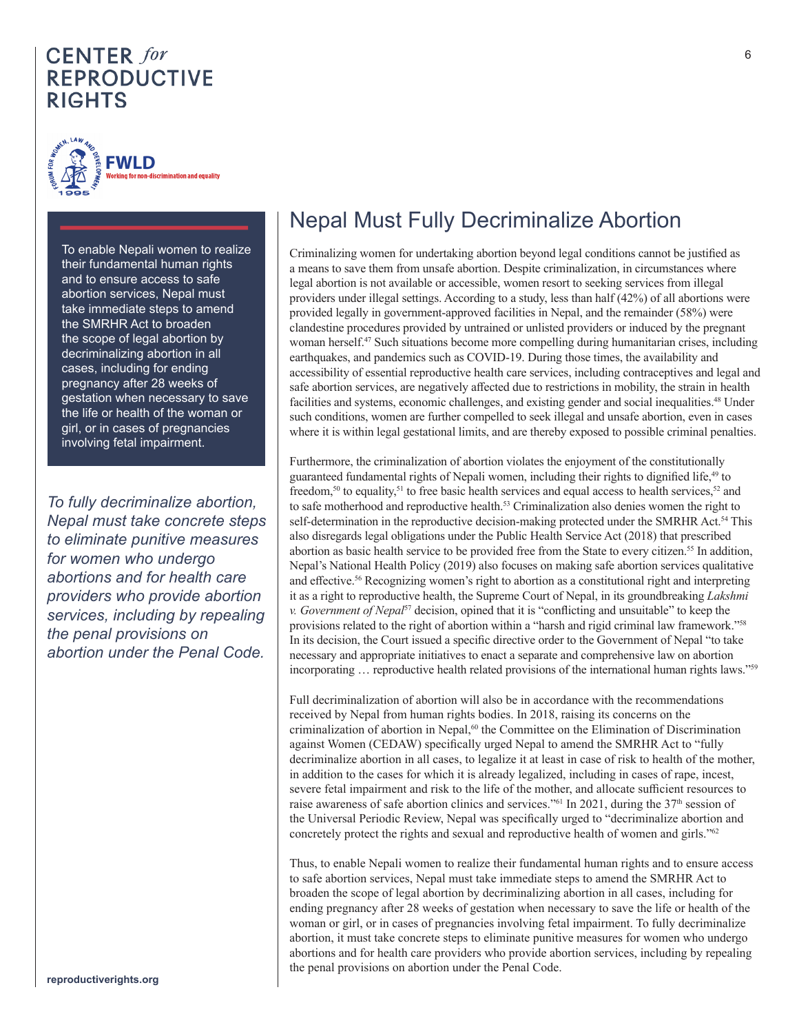# Nepal Must Fully Decriminalize Abortion

To enable Nepali women to realize their fundamental human rights and to ensure access to safe abortion services, Nepal must take immediate steps to amend the SMRHR Act to broaden the scope of legal abortion by decriminalizing abortion in all cases, including for ending pregnancy after 28 weeks of gestation when necessary to save the life or health of the woman or girl, or in cases of pregnancies involving fetal impairment.

*To fully decriminalize abortion, Nepal must take concrete steps to eliminate punitive measures for women who undergo abortions and for health care providers who provide abortion services, including by repealing the penal provisions on abortion under the Penal Code.*

Criminalizing women for undertaking abortion beyond legal conditions cannot be justified as a means to save them from unsafe abortion. Despite criminalization, in circumstances where legal abortion is not available or accessible, women resort to seeking services from illegal providers under illegal settings. According to a study, less than half (42%) of all abortions were provided legally in government-approved facilities in Nepal, and the remainder (58%) were clandestine procedures provided by untrained or unlisted providers or induced by the pregnant woman herself.[47] Such situations become more compelling during humanitarian crises, including earthquakes, and pandemics such as COVID-19. During those times, the availability and accessibility of essential reproductive health care services, including contraceptives and legal and safe abortion services, are negatively affected due to restrictions in mobility, the strain in health facilities and systems, economic challenges, and existing gender and social inequalities.[48] Under such conditions, women are further compelled to seek illegal and unsafe abortion, even in cases where it is within legal gestational limits, and are thereby exposed to possible criminal penalties.

Furthermore, the criminalization of abortion violates the enjoyment of the constitutionally guaranteed fundamental rights of Nepali women, including their rights to dignified life,[49] to freedom,[50] to equality,[51] to free basic health services and equal access to health services,[52] and to safe motherhood and reproductive health.[53] Criminalization also denies women the right to self-determination in the reproductive decision-making protected under the SMRHR Act.[54] This also disregards legal obligations under the Public Health Service Act (2018) that prescribed abortion as basic health service to be provided free from the State to every citizen.[55] In addition, Nepal's National Health Policy (2019) also focuses on making safe abortion services qualitative and effective.[56] Recognizing women's right to abortion as a constitutional right and interpreting it as a right to reproductive health, the Supreme Court of Nepal, in its groundbreaking *Lakshmi v. Government of Nepal*[57] decision, opined that it is "conflicting and unsuitable" to keep the provisions related to the right of abortion within a "harsh and rigid criminal law framework."[58] In its decision, the Court issued a specific directive order to the Government of Nepal "to take necessary and appropriate initiatives to enact a separate and comprehensive law on abortion incorporating … reproductive health related provisions of the international human rights laws."[59]

Full decriminalization of abortion will also be in accordance with the recommendations received by Nepal from human rights bodies. In 2018, raising its concerns on the criminalization of abortion in Nepal,[60] the Committee on the Elimination of Discrimination against Women (CEDAW) specifically urged Nepal to amend the SMRHR Act to "fully decriminalize abortion in all cases, to legalize it at least in case of risk to health of the mother, in addition to the cases for which it is already legalized, including in cases of rape, incest, severe fetal impairment and risk to the life of the mother, and allocate sufficient resources to raise awareness of safe abortion clinics and services."[61] In 2021, during the 37th session of the Universal Periodic Review, Nepal was specifically urged to "decriminalize abortion and concretely protect the rights and sexual and reproductive health of women and girls."[62]

Thus, to enable Nepali women to realize their fundamental human rights and to ensure access to safe abortion services, Nepal must take immediate steps to amend the SMRHR Act to broaden the scope of legal abortion by decriminalizing abortion in all cases, including for ending pregnancy after 28 weeks of gestation when necessary to save the life or health of the woman or girl, or in cases of pregnancies involving fetal impairment. To fully decriminalize abortion, it must take concrete steps to eliminate punitive measures for women who undergo abortions and for health care providers who provide abortion services, including by repealing the penal provisions on abortion under the Penal Code.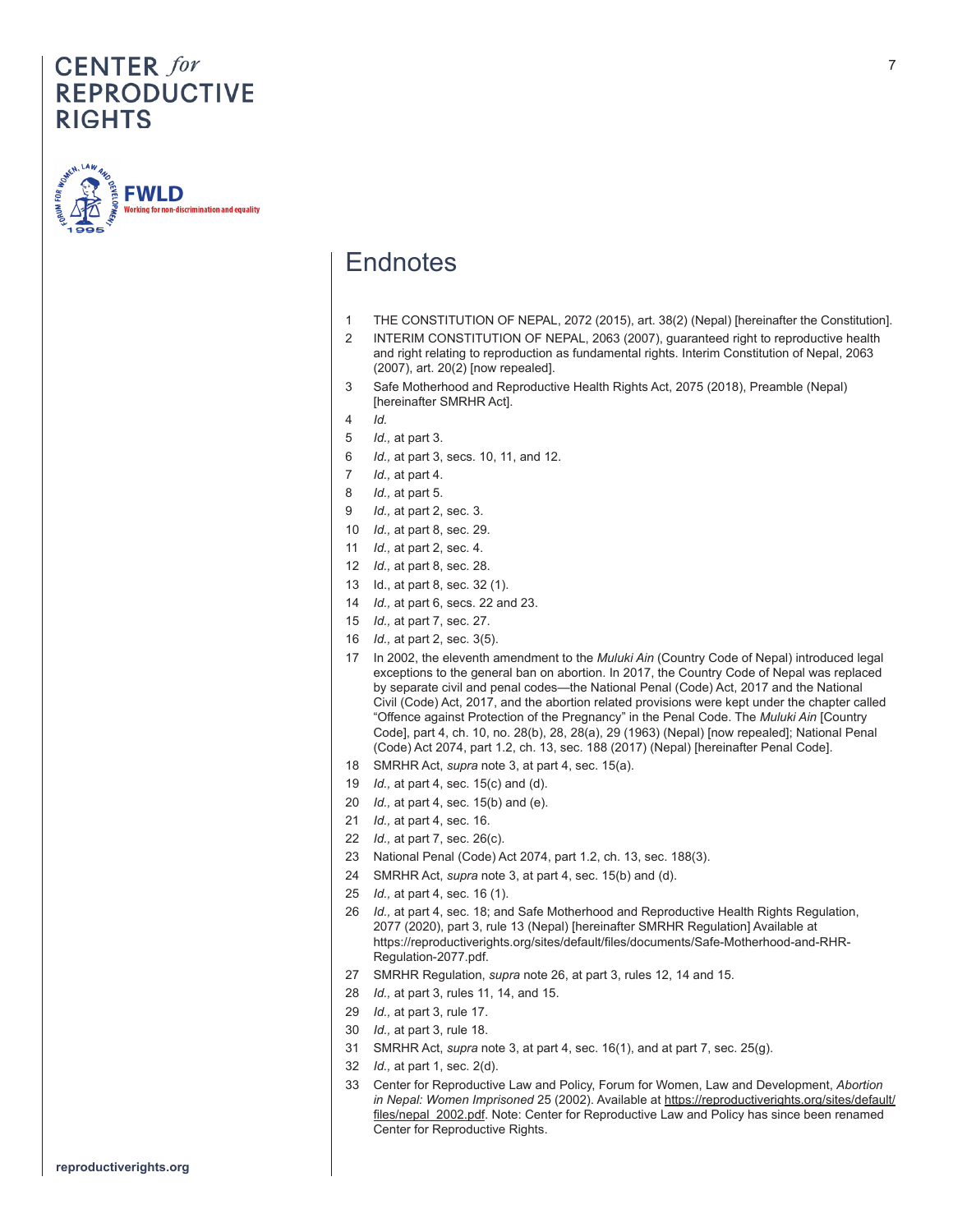# Endnotes

1. THE CONSTITUTION OF NEPAL, 2072 (2015), art. 38(2) (Nepal) [hereinafter the Constitution].
2. INTERIM CONSTITUTION OF NEPAL, 2063 (2007), guaranteed right to reproductive health and right relating to reproduction as fundamental rights. Interim Constitution of Nepal, 2063 (2007), art. 20(2) [now repealed].
3. Safe Motherhood and Reproductive Health Rights Act, 2075 (2018), Preamble (Nepal) [hereinafter SMRHR Act].
4. *Id.*
5. *Id.,* at part 3.
6. *Id.,* at part 3, secs. 10, 11, and 12.
7. *Id.,* at part 4.
8. *Id.,* at part 5.
9. *Id.,* at part 2, sec. 3.
10. *Id.,* at part 8, sec. 29.
11. *Id.,* at part 2, sec. 4.
12. *Id.,* at part 8, sec. 28.
13. Id., at part 8, sec. 32 (1).
14. *Id.,* at part 6, secs. 22 and 23.
15. *Id.,* at part 7, sec. 27.
16. *Id.,* at part 2, sec. 3(5).
17. In 2002, the eleventh amendment to the *Muluki Ain* (Country Code of Nepal) introduced legal exceptions to the general ban on abortion. In 2017, the Country Code of Nepal was replaced by separate civil and penal codes—the National Penal (Code) Act, 2017 and the National Civil (Code) Act, 2017, and the abortion related provisions were kept under the chapter called “Offence against Protection of the Pregnancy” in the Penal Code. The *Muluki Ain* [Country Code], part 4, ch. 10, no. 28(b), 28, 28(a), 29 (1963) (Nepal) [now repealed]; National Penal (Code) Act 2074, part 1.2, ch. 13, sec. 188 (2017) (Nepal) [hereinafter Penal Code].
18. SMRHR Act, *supra* note 3, at part 4, sec. 15(a).
19. *Id.,* at part 4, sec. 15(c) and (d).
20. *Id.,* at part 4, sec. 15(b) and (e).
21. *Id.,* at part 4, sec. 16.
22. *Id.,* at part 7, sec. 26(c).
23. National Penal (Code) Act 2074, part 1.2, ch. 13, sec. 188(3).
24. SMRHR Act, *supra* note 3, at part 4, sec. 15(b) and (d).
25. *Id.,* at part 4, sec. 16 (1).
26. *Id.,* at part 4, sec. 18; and Safe Motherhood and Reproductive Health Rights Regulation, 2077 (2020), part 3, rule 13 (Nepal) [hereinafter SMRHR Regulation] Available at https://reproductiverights.org/sites/default/files/documents/Safe-Motherhood-and-RHR-Regulation-2077.pdf.
27. SMRHR Regulation, *supra* note 26, at part 3, rules 12, 14 and 15.
28. *Id.,* at part 3, rules 11, 14, and 15.
29. *Id.,* at part 3, rule 17.
30. *Id.,* at part 3, rule 18.
31. SMRHR Act, *supra* note 3, at part 4, sec. 16(1), and at part 7, sec. 25(g).
32. *Id.,* at part 1, sec. 2(d).
33. Center for Reproductive Law and Policy, Forum for Women, Law and Development, *Abortion in Nepal: Women Imprisoned* 25 (2002). Available at https://reproductiverights.org/sites/default/files/nepal_2002.pdf. Note: Center for Reproductive Law and Policy has since been renamed Center for Reproductive Rights.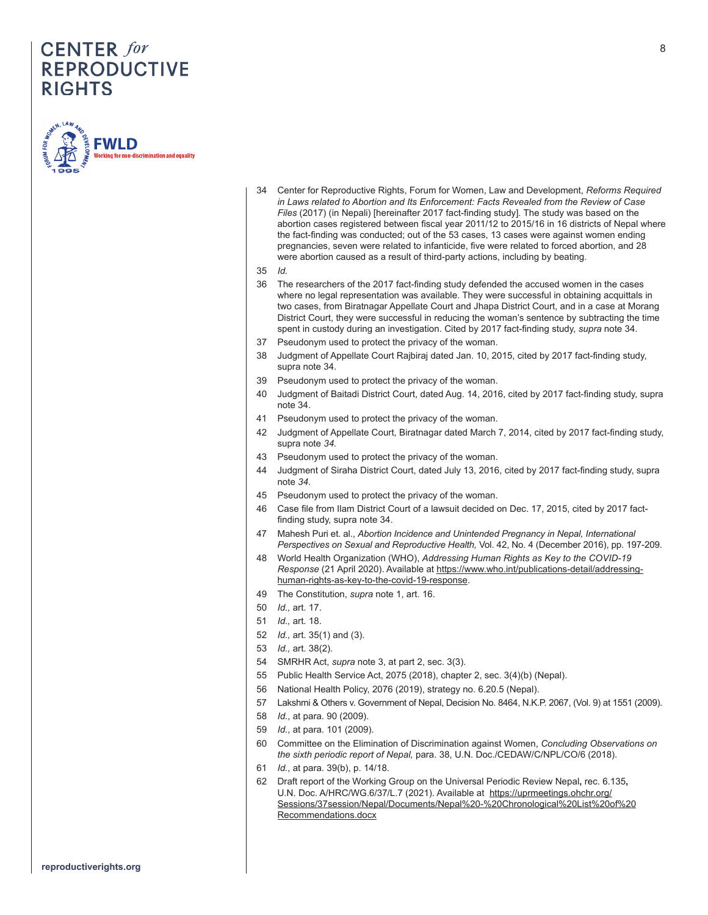34 Center for Reproductive Rights, Forum for Women, Law and Development, *Reforms Required in Laws related to Abortion and Its Enforcement: Facts Revealed from the Review of Case Files* (2017) (in Nepali) [hereinafter 2017 fact-finding study]. The study was based on the abortion cases registered between fiscal year 2011/12 to 2015/16 in 16 districts of Nepal where the fact-finding was conducted; out of the 53 cases, 13 cases were against women ending pregnancies, seven were related to infanticide, five were related to forced abortion, and 28 were abortion caused as a result of third-party actions, including by beating.

35 *Id.*

36 The researchers of the 2017 fact-finding study defended the accused women in the cases where no legal representation was available. They were successful in obtaining acquittals in two cases, from Biratnagar Appellate Court and Jhapa District Court, and in a case at Morang District Court, they were successful in reducing the woman's sentence by subtracting the time spent in custody during an investigation. Cited by 2017 fact-finding study, *supra* note 34.

37 Pseudonym used to protect the privacy of the woman.

38 Judgment of Appellate Court Rajbiraj dated Jan. 10, 2015, cited by 2017 fact-finding study, supra note 34.

39 Pseudonym used to protect the privacy of the woman.

40 Judgment of Baitadi District Court, dated Aug. 14, 2016, cited by 2017 fact-finding study, supra note 34.

41 Pseudonym used to protect the privacy of the woman.

42 Judgment of Appellate Court, Biratnagar dated March 7, 2014, cited by 2017 fact-finding study, supra note *34.*

43 Pseudonym used to protect the privacy of the woman.

44 Judgment of Siraha District Court, dated July 13, 2016, cited by 2017 fact-finding study, supra note *34.*

45 Pseudonym used to protect the privacy of the woman.

46 Case file from Ilam District Court of a lawsuit decided on Dec. 17, 2015, cited by 2017 fact-finding study, supra note 34.

47 Mahesh Puri et. al., *Abortion Incidence and Unintended Pregnancy in Nepal, International Perspectives on Sexual and Reproductive Health,* Vol. 42, No. 4 (December 2016), pp. 197-209.

48 World Health Organization (WHO), *Addressing Human Rights as Key to the COVID-19 Response* (21 April 2020). Available at https://www.who.int/publications-detail/addressing-human-rights-as-key-to-the-covid-19-response.

49 The Constitution, *supra* note 1, art. 16.

50 *Id.,* art. 17.

51 *Id.,* art. 18.

52 *Id.,* art. 35(1) and (3).

53 *Id.,* art. 38(2).

54 SMRHR Act, *supra* note 3, at part 2, sec. 3(3).

55 Public Health Service Act, 2075 (2018), chapter 2, sec. 3(4)(b) (Nepal).

56 National Health Policy, 2076 (2019), strategy no. 6.20.5 (Nepal).

57 Lakshmi & Others v. Government of Nepal, Decision No. 8464, N.K.P. 2067, (Vol. 9) at 1551 (2009).

58 *Id.*, at para. 90 (2009).

59 *Id.*, at para. 101 (2009).

60 Committee on the Elimination of Discrimination against Women, *Concluding Observations on the sixth periodic report of Nepal,* para. 38, U.N. Doc./CEDAW/C/NPL/CO/6 (2018).

61 *Id.*, at para. 39(b), p. 14/18.

62 Draft report of the Working Group on the Universal Periodic Review Nepal**,** rec. 6.135**,** U.N. Doc. A/HRC/WG.6/37/L.7 (2021). Available at https://uprmeetings.ohchr.org/Sessions/37session/Nepal/Documents/Nepal%20-%20Chronological%20List%20of%20Recommendations.docx